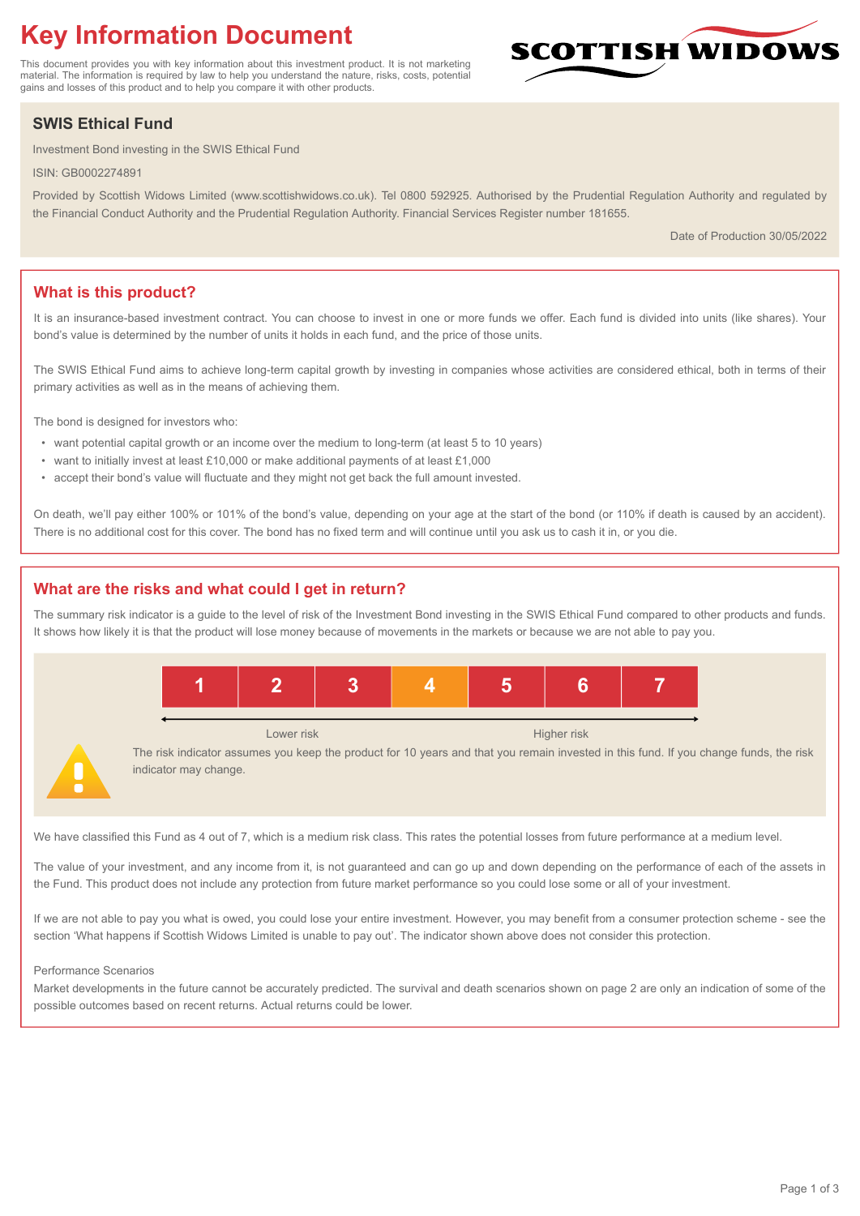# Key Information Document

This document provides you with key information about this investment product. It is not marketing material. The information is required by law to help you understand the nature, risks, costs, potential gains and losses of this product and to help you compare it with other products.

SCOTTISH WIDOWS

## SWIS Ethical Fund

Investment Bond investing in the SWIS Ethical Fund

ISIN: GB0002274891

Provided by Scottish Widows Limited (www.scottishwidows.co.uk). Tel 0800 592925. Authorised by the Prudential Regulation Authority and regulated by the Financial Conduct Authority and the Prudential Regulation Authority. Financial Services Register number 181655.

Date of Production 30/05/2022

## What is this product?

It is an insurance-based investment contract. You can choose to invest in one or more funds we offer. Each fund is divided into units (like shares). Your bond's value is determined by the number of units it holds in each fund, and the price of those units.

The SWIS Ethical Fund aims to achieve long-term capital growth by investing in companies whose activities are considered ethical, both in terms of their primary activities as well as in the means of achieving them.

The bond is designed for investors who:

- want potential capital growth or an income over the medium to long-term (at least 5 to 10 years)
- want to initially invest at least £10,000 or make additional payments of at least £1,000
- accept their bond's value will fluctuate and they might not get back the full amount invested.

On death, we'll pay either 100% or 101% of the bond's value, depending on your age at the start of the bond (or 110% if death is caused by an accident). There is no additional cost for this cover. The bond has no fixed term and will continue until you ask us to cash it in, or you die.

## What are the risks and what could I get in return?

The summary risk indicator is a guide to the level of risk of the Investment Bond investing in the SWIS Ethical Fund compared to other products and funds. It shows how likely it is that the product will lose money because of movements in the markets or because we are not able to pay you.

| 1 | 2 | 3 | 4 | 5 | 6 | 7 |
|---|---|---|---|---|---|---|

Lower risk — Higher risk

The risk indicator assumes you keep the product for 10 years and that you remain invested in this fund. If you change funds, the risk indicator may change.

We have classified this Fund as 4 out of 7, which is a medium risk class. This rates the potential losses from future performance at a medium level.

The value of your investment, and any income from it, is not guaranteed and can go up and down depending on the performance of each of the assets in the Fund. This product does not include any protection from future market performance so you could lose some or all of your investment.

If we are not able to pay you what is owed, you could lose your entire investment. However, you may benefit from a consumer protection scheme - see the section 'What happens if Scottish Widows Limited is unable to pay out'. The indicator shown above does not consider this protection.

Performance Scenarios

Market developments in the future cannot be accurately predicted. The survival and death scenarios shown on page 2 are only an indication of some of the possible outcomes based on recent returns. Actual returns could be lower.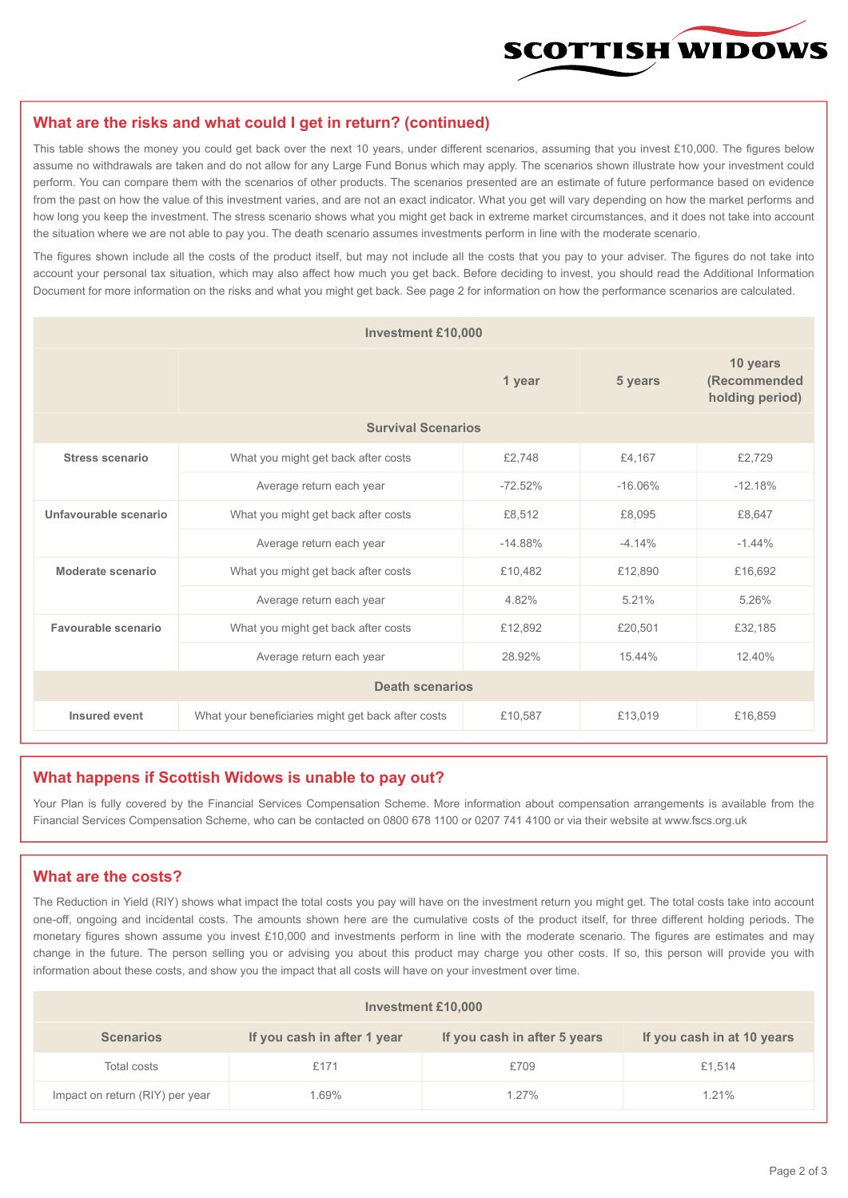## What are the risks and what could I get in return? (continued)

This table shows the money you could get back over the next 10 years, under different scenarios, assuming that you invest £10,000. The figures below assume no withdrawals are taken and do not allow for any Large Fund Bonus which may apply. The scenarios shown illustrate how your investment could perform. You can compare them with the scenarios of other products. The scenarios presented are an estimate of future performance based on evidence from the past on how the value of this investment varies, and are not an exact indicator. What you get will vary depending on how the market performs and how long you keep the investment. The stress scenario shows what you might get back in extreme market circumstances, and it does not take into account the situation where we are not able to pay you. The death scenario assumes investments perform in line with the moderate scenario.

The figures shown include all the costs of the product itself, but may not include all the costs that you pay to your adviser. The figures do not take into account your personal tax situation, which may also affect how much you get back. Before deciding to invest, you should read the Additional Information Document for more information on the risks and what you might get back. See page 2 for information on how the performance scenarios are calculated.

| Investment £10,000 | | | | |
|---|---|---|---|---|
| | | 1 year | 5 years | 10 years (Recommended holding period) |
| **Survival Scenarios** | | | | |
| **Stress scenario** | What you might get back after costs | £2,748 | £4,167 | £2,729 |
| | Average return each year | -72.52% | -16.06% | -12.18% |
| **Unfavourable scenario** | What you might get back after costs | £8,512 | £8,095 | £8,647 |
| | Average return each year | -14.88% | -4.14% | -1.44% |
| **Moderate scenario** | What you might get back after costs | £10,482 | £12,890 | £16,692 |
| | Average return each year | 4.82% | 5.21% | 5.26% |
| **Favourable scenario** | What you might get back after costs | £12,892 | £20,501 | £32,185 |
| | Average return each year | 28.92% | 15.44% | 12.40% |
| **Death scenarios** | | | | |
| **Insured event** | What your beneficiaries might get back after costs | £10,587 | £13,019 | £16,859 |

## What happens if Scottish Widows is unable to pay out?

Your Plan is fully covered by the Financial Services Compensation Scheme. More information about compensation arrangements is available from the Financial Services Compensation Scheme, who can be contacted on 0800 678 1100 or 0207 741 4100 or via their website at www.fscs.org.uk

## What are the costs?

The Reduction in Yield (RIY) shows what impact the total costs you pay will have on the investment return you might get. The total costs take into account one-off, ongoing and incidental costs. The amounts shown here are the cumulative costs of the product itself, for three different holding periods. The monetary figures shown assume you invest £10,000 and investments perform in line with the moderate scenario. The figures are estimates and may change in the future. The person selling you or advising you about this product may charge you other costs. If so, this person will provide you with information about these costs, and show you the impact that all costs will have on your investment over time.

| Investment £10,000 | | | |
|---|---|---|---|
| **Scenarios** | **If you cash in after 1 year** | **If you cash in after 5 years** | **If you cash in at 10 years** |
| Total costs | £171 | £709 | £1,514 |
| Impact on return (RIY) per year | 1.69% | 1.27% | 1.21% |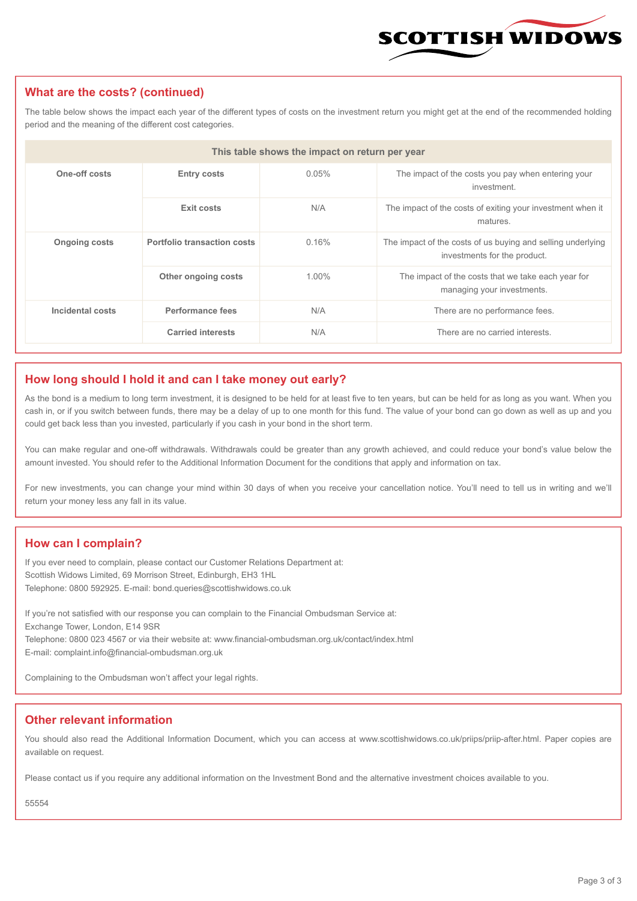## What are the costs? (continued)

The table below shows the impact each year of the different types of costs on the investment return you might get at the end of the recommended holding period and the meaning of the different cost categories.

| This table shows the impact on return per year | | | |
|---|---|---|---|
| **One-off costs** | **Entry costs** | 0.05% | The impact of the costs you pay when entering your investment. |
| | **Exit costs** | N/A | The impact of the costs of exiting your investment when it matures. |
| **Ongoing costs** | **Portfolio transaction costs** | 0.16% | The impact of the costs of us buying and selling underlying investments for the product. |
| | **Other ongoing costs** | 1.00% | The impact of the costs that we take each year for managing your investments. |
| **Incidental costs** | **Performance fees** | N/A | There are no performance fees. |
| | **Carried interests** | N/A | There are no carried interests. |

## How long should I hold it and can I take money out early?

As the bond is a medium to long term investment, it is designed to be held for at least five to ten years, but can be held for as long as you want. When you cash in, or if you switch between funds, there may be a delay of up to one month for this fund. The value of your bond can go down as well as up and you could get back less than you invested, particularly if you cash in your bond in the short term.

You can make regular and one-off withdrawals. Withdrawals could be greater than any growth achieved, and could reduce your bond's value below the amount invested. You should refer to the Additional Information Document for the conditions that apply and information on tax.

For new investments, you can change your mind within 30 days of when you receive your cancellation notice. You'll need to tell us in writing and we'll return your money less any fall in its value.

## How can I complain?

If you ever need to complain, please contact our Customer Relations Department at:
Scottish Widows Limited, 69 Morrison Street, Edinburgh, EH3 1HL
Telephone: 0800 592925. E-mail: bond.queries@scottishwidows.co.uk

If you're not satisfied with our response you can complain to the Financial Ombudsman Service at:
Exchange Tower, London, E14 9SR
Telephone: 0800 023 4567 or via their website at: www.financial-ombudsman.org.uk/contact/index.html
E-mail: complaint.info@financial-ombudsman.org.uk

Complaining to the Ombudsman won't affect your legal rights.

## Other relevant information

You should also read the Additional Information Document, which you can access at www.scottishwidows.co.uk/priips/priip-after.html. Paper copies are available on request.

Please contact us if you require any additional information on the Investment Bond and the alternative investment choices available to you.

55554